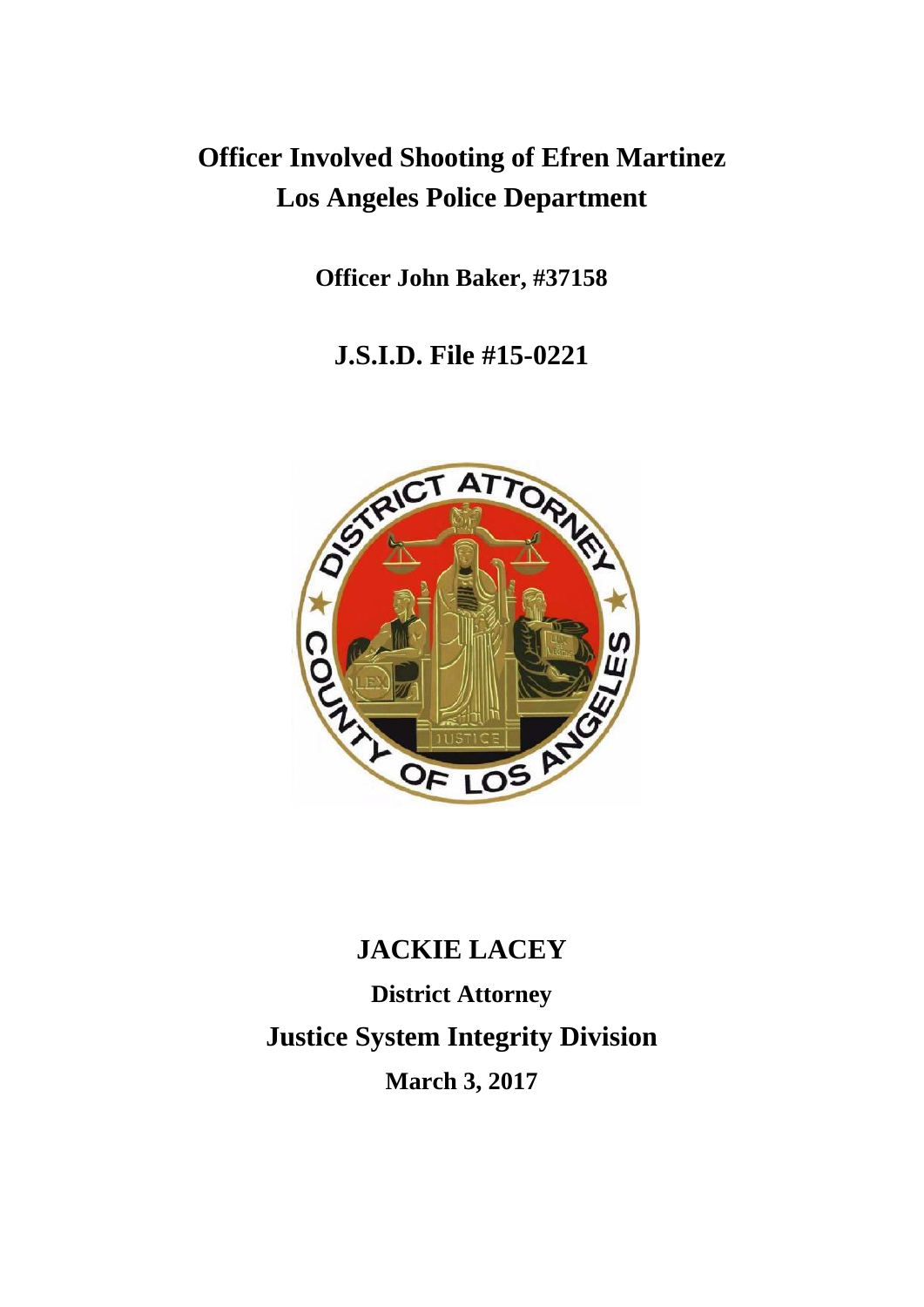# Officer Involved Shooting of Efren Martinez
# Los Angeles Police Department

**Officer John Baker, #37158**

## J.S.I.D. File #15-0221

## JACKIE LACEY

**District Attorney**

## Justice System Integrity Division

**March 3, 2017**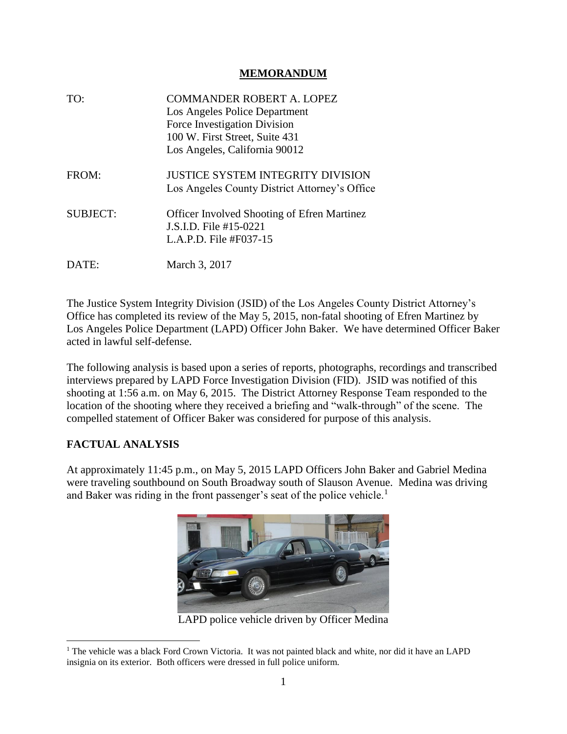## MEMORANDUM

TO: COMMANDER ROBERT A. LOPEZ
Los Angeles Police Department
Force Investigation Division
100 W. First Street, Suite 431
Los Angeles, California 90012

FROM: JUSTICE SYSTEM INTEGRITY DIVISION
Los Angeles County District Attorney's Office

SUBJECT: Officer Involved Shooting of Efren Martinez
J.S.I.D. File #15-0221
L.A.P.D. File #F037-15

DATE: March 3, 2017

The Justice System Integrity Division (JSID) of the Los Angeles County District Attorney's Office has completed its review of the May 5, 2015, non-fatal shooting of Efren Martinez by Los Angeles Police Department (LAPD) Officer John Baker. We have determined Officer Baker acted in lawful self-defense.

The following analysis is based upon a series of reports, photographs, recordings and transcribed interviews prepared by LAPD Force Investigation Division (FID). JSID was notified of this shooting at 1:56 a.m. on May 6, 2015. The District Attorney Response Team responded to the location of the shooting where they received a briefing and "walk-through" of the scene. The compelled statement of Officer Baker was considered for purpose of this analysis.

## FACTUAL ANALYSIS

At approximately 11:45 p.m., on May 5, 2015 LAPD Officers John Baker and Gabriel Medina were traveling southbound on South Broadway south of Slauson Avenue. Medina was driving and Baker was riding in the front passenger's seat of the police vehicle.[1]

LAPD police vehicle driven by Officer Medina

[1] The vehicle was a black Ford Crown Victoria. It was not painted black and white, nor did it have an LAPD insignia on its exterior. Both officers were dressed in full police uniform.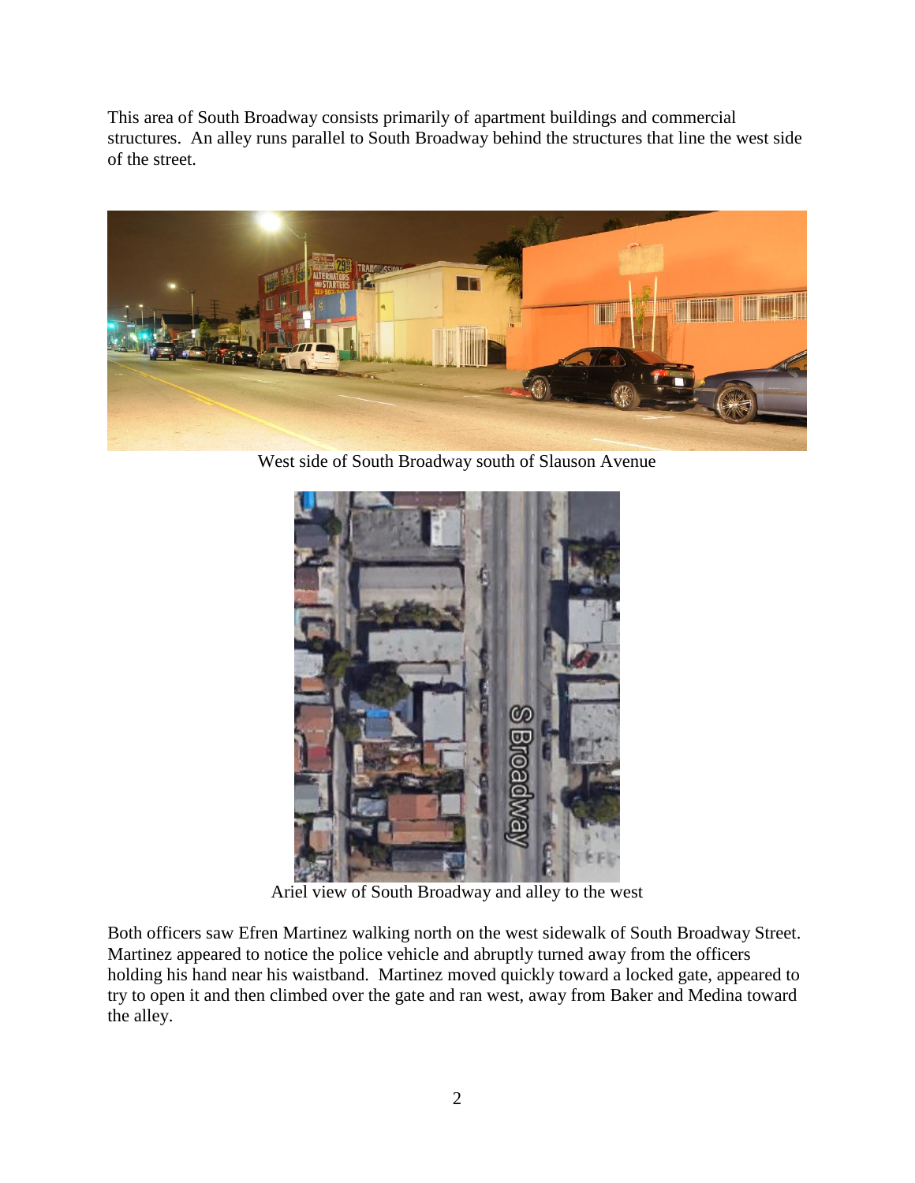This area of South Broadway consists primarily of apartment buildings and commercial structures. An alley runs parallel to South Broadway behind the structures that line the west side of the street.

West side of South Broadway south of Slauson Avenue

Ariel view of South Broadway and alley to the west

Both officers saw Efren Martinez walking north on the west sidewalk of South Broadway Street. Martinez appeared to notice the police vehicle and abruptly turned away from the officers holding his hand near his waistband. Martinez moved quickly toward a locked gate, appeared to try to open it and then climbed over the gate and ran west, away from Baker and Medina toward the alley.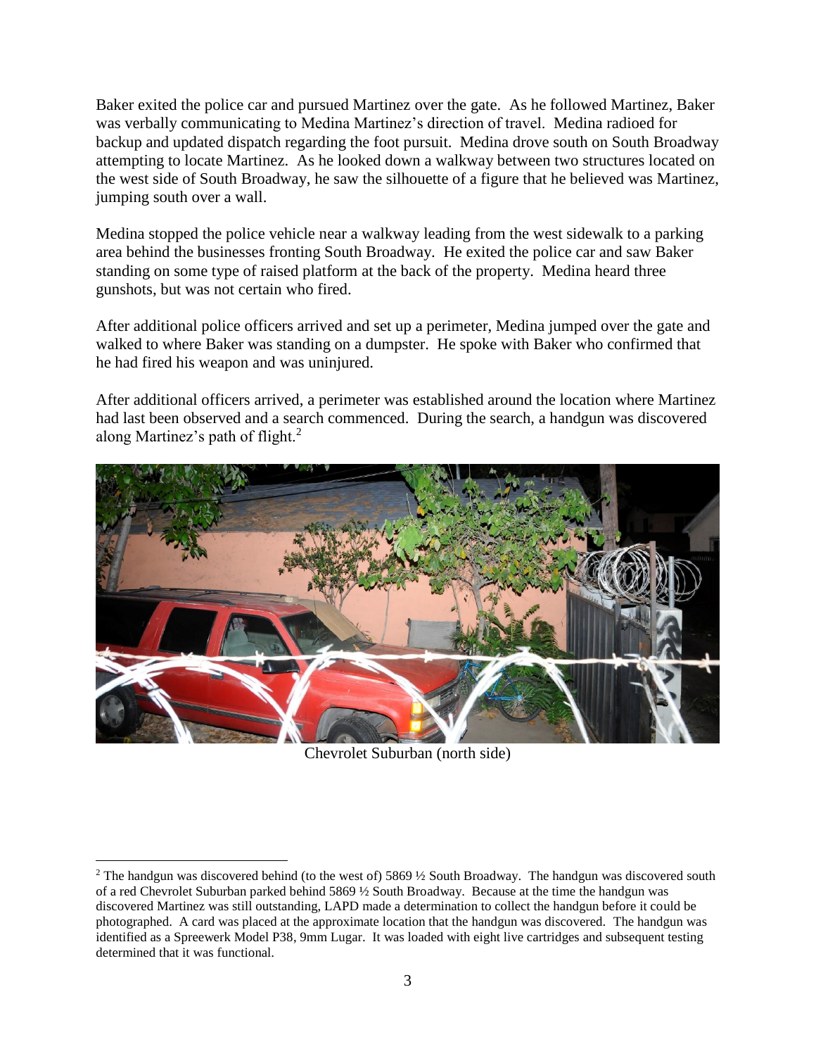Baker exited the police car and pursued Martinez over the gate. As he followed Martinez, Baker was verbally communicating to Medina Martinez's direction of travel. Medina radioed for backup and updated dispatch regarding the foot pursuit. Medina drove south on South Broadway attempting to locate Martinez. As he looked down a walkway between two structures located on the west side of South Broadway, he saw the silhouette of a figure that he believed was Martinez, jumping south over a wall.

Medina stopped the police vehicle near a walkway leading from the west sidewalk to a parking area behind the businesses fronting South Broadway. He exited the police car and saw Baker standing on some type of raised platform at the back of the property. Medina heard three gunshots, but was not certain who fired.

After additional police officers arrived and set up a perimeter, Medina jumped over the gate and walked to where Baker was standing on a dumpster. He spoke with Baker who confirmed that he had fired his weapon and was uninjured.

After additional officers arrived, a perimeter was established around the location where Martinez had last been observed and a search commenced. During the search, a handgun was discovered along Martinez's path of flight.[2]

Chevrolet Suburban (north side)

[2] The handgun was discovered behind (to the west of) 5869 ½ South Broadway. The handgun was discovered south of a red Chevrolet Suburban parked behind 5869 ½ South Broadway. Because at the time the handgun was discovered Martinez was still outstanding, LAPD made a determination to collect the handgun before it could be photographed. A card was placed at the approximate location that the handgun was discovered. The handgun was identified as a Spreewerk Model P38, 9mm Lugar. It was loaded with eight live cartridges and subsequent testing determined that it was functional.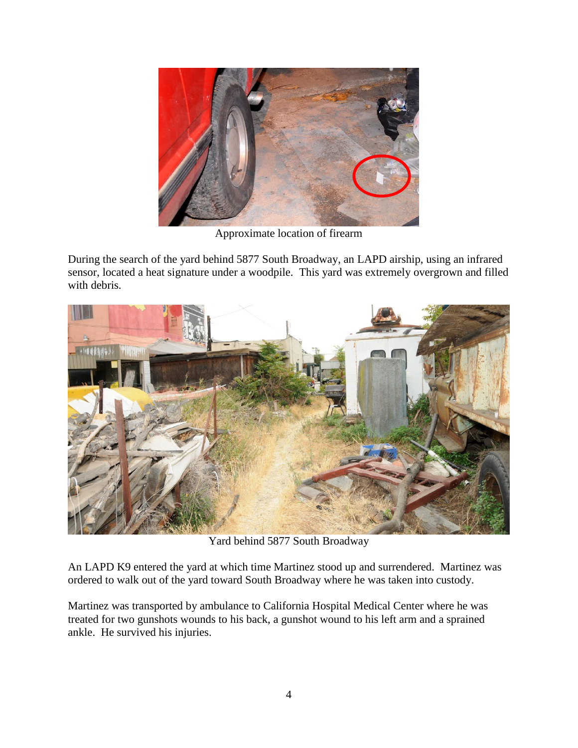Approximate location of firearm

During the search of the yard behind 5877 South Broadway, an LAPD airship, using an infrared sensor, located a heat signature under a woodpile. This yard was extremely overgrown and filled with debris.

Yard behind 5877 South Broadway

An LAPD K9 entered the yard at which time Martinez stood up and surrendered. Martinez was ordered to walk out of the yard toward South Broadway where he was taken into custody.

Martinez was transported by ambulance to California Hospital Medical Center where he was treated for two gunshots wounds to his back, a gunshot wound to his left arm and a sprained ankle. He survived his injuries.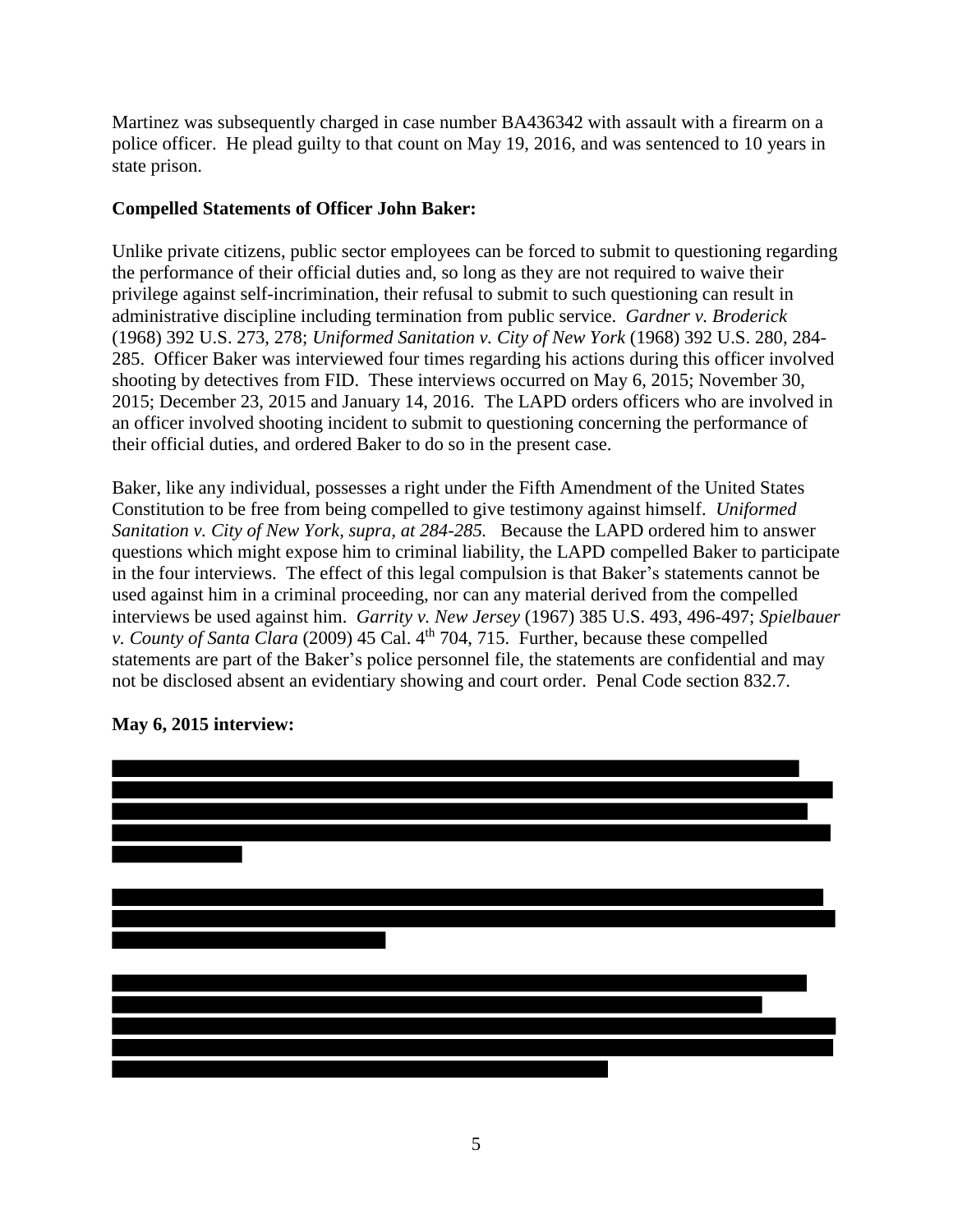Martinez was subsequently charged in case number BA436342 with assault with a firearm on a police officer. He plead guilty to that count on May 19, 2016, and was sentenced to 10 years in state prison.

**Compelled Statements of Officer John Baker:**

Unlike private citizens, public sector employees can be forced to submit to questioning regarding the performance of their official duties and, so long as they are not required to waive their privilege against self-incrimination, their refusal to submit to such questioning can result in administrative discipline including termination from public service. *Gardner v. Broderick* (1968) 392 U.S. 273, 278; *Uniformed Sanitation v. City of New York* (1968) 392 U.S. 280, 284-285. Officer Baker was interviewed four times regarding his actions during this officer involved shooting by detectives from FID. These interviews occurred on May 6, 2015; November 30, 2015; December 23, 2015 and January 14, 2016. The LAPD orders officers who are involved in an officer involved shooting incident to submit to questioning concerning the performance of their official duties, and ordered Baker to do so in the present case.

Baker, like any individual, possesses a right under the Fifth Amendment of the United States Constitution to be free from being compelled to give testimony against himself. *Uniformed Sanitation v. City of New York, supra, at 284-285.* Because the LAPD ordered him to answer questions which might expose him to criminal liability, the LAPD compelled Baker to participate in the four interviews. The effect of this legal compulsion is that Baker's statements cannot be used against him in a criminal proceeding, nor can any material derived from the compelled interviews be used against him. *Garrity v. New Jersey* (1967) 385 U.S. 493, 496-497; *Spielbauer v. County of Santa Clara* (2009) 45 Cal. 4th 704, 715. Further, because these compelled statements are part of the Baker's police personnel file, the statements are confidential and may not be disclosed absent an evidentiary showing and court order. Penal Code section 832.7.

**May 6, 2015 interview:**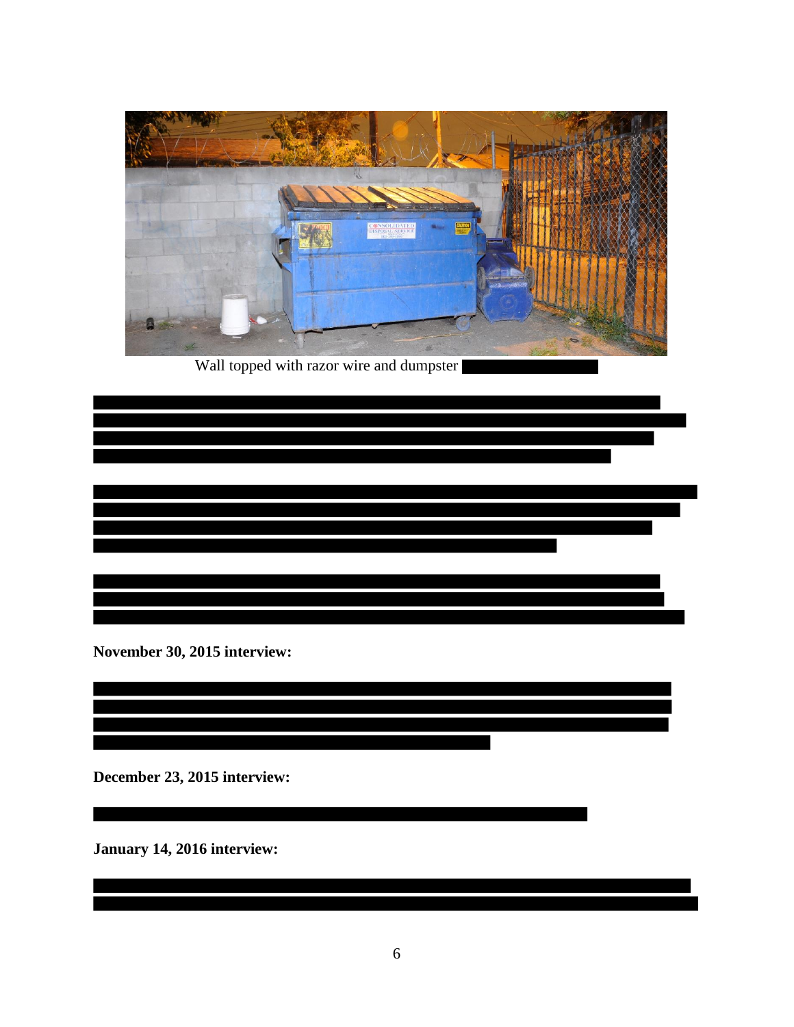Wall topped with razor wire and dumpster

**November 30, 2015 interview:**

**December 23, 2015 interview:**

**January 14, 2016 interview:**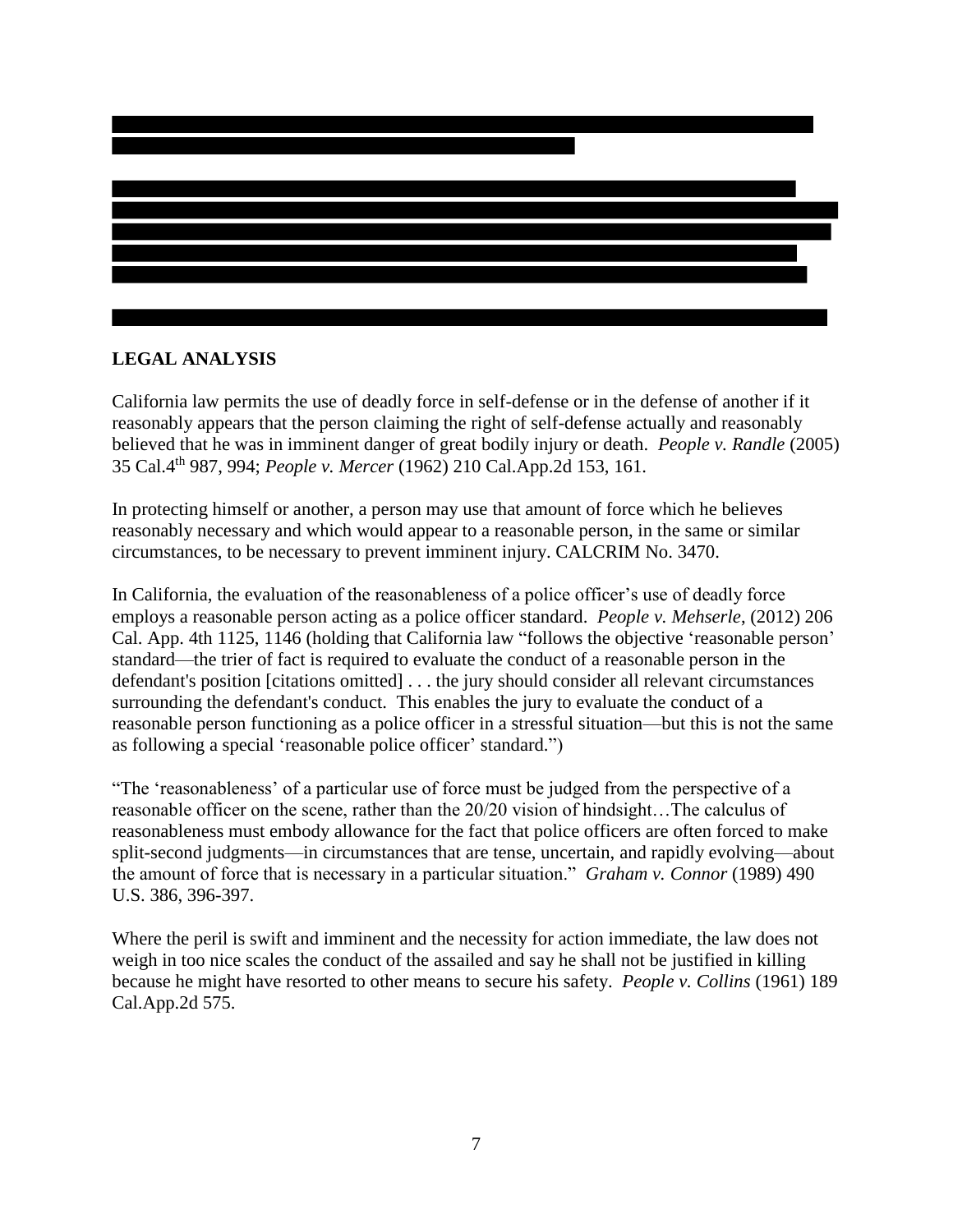## LEGAL ANALYSIS

California law permits the use of deadly force in self-defense or in the defense of another if it reasonably appears that the person claiming the right of self-defense actually and reasonably believed that he was in imminent danger of great bodily injury or death. *People v. Randle* (2005) 35 Cal.4th 987, 994; *People v. Mercer* (1962) 210 Cal.App.2d 153, 161.

In protecting himself or another, a person may use that amount of force which he believes reasonably necessary and which would appear to a reasonable person, in the same or similar circumstances, to be necessary to prevent imminent injury. CALCRIM No. 3470.

In California, the evaluation of the reasonableness of a police officer's use of deadly force employs a reasonable person acting as a police officer standard. *People v. Mehserle*, (2012) 206 Cal. App. 4th 1125, 1146 (holding that California law "follows the objective 'reasonable person' standard—the trier of fact is required to evaluate the conduct of a reasonable person in the defendant's position [citations omitted] . . . the jury should consider all relevant circumstances surrounding the defendant's conduct. This enables the jury to evaluate the conduct of a reasonable person functioning as a police officer in a stressful situation—but this is not the same as following a special 'reasonable police officer' standard.")

"The 'reasonableness' of a particular use of force must be judged from the perspective of a reasonable officer on the scene, rather than the 20/20 vision of hindsight…The calculus of reasonableness must embody allowance for the fact that police officers are often forced to make split-second judgments—in circumstances that are tense, uncertain, and rapidly evolving—about the amount of force that is necessary in a particular situation." *Graham v. Connor* (1989) 490 U.S. 386, 396-397.

Where the peril is swift and imminent and the necessity for action immediate, the law does not weigh in too nice scales the conduct of the assailed and say he shall not be justified in killing because he might have resorted to other means to secure his safety. *People v. Collins* (1961) 189 Cal.App.2d 575.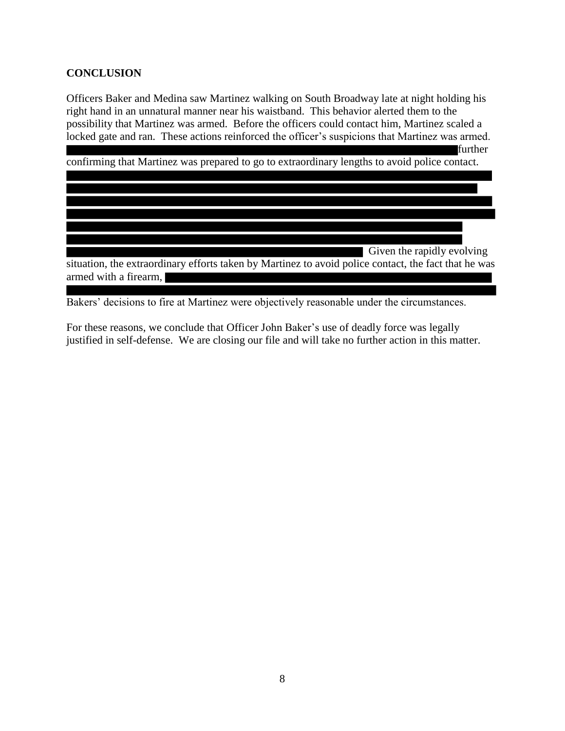**CONCLUSION**

Officers Baker and Medina saw Martinez walking on South Broadway late at night holding his right hand in an unnatural manner near his waistband. This behavior alerted them to the possibility that Martinez was armed. Before the officers could contact him, Martinez scaled a locked gate and ran. These actions reinforced the officer's suspicions that Martinez was armed. further confirming that Martinez was prepared to go to extraordinary lengths to avoid police contact. Given the rapidly evolving situation, the extraordinary efforts taken by Martinez to avoid police contact, the fact that he was armed with a firearm, Bakers' decisions to fire at Martinez were objectively reasonable under the circumstances.

For these reasons, we conclude that Officer John Baker's use of deadly force was legally justified in self-defense. We are closing our file and will take no further action in this matter.